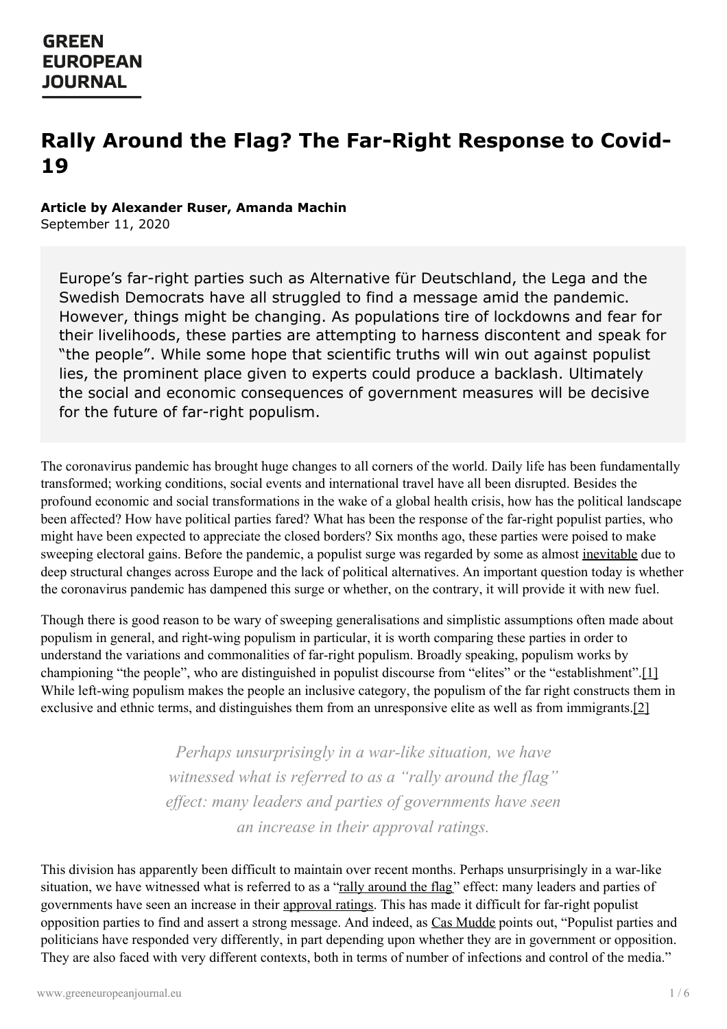GREEN EUROPEAN JOURNAL

# Rally Around the Flag? The Far-Right Response to Covid-19

**Article by Alexander Ruser, Amanda Machin**
September 11, 2020

Europe's far-right parties such as Alternative für Deutschland, the Lega and the Swedish Democrats have all struggled to find a message amid the pandemic. However, things might be changing. As populations tire of lockdowns and fear for their livelihoods, these parties are attempting to harness discontent and speak for "the people". While some hope that scientific truths will win out against populist lies, the prominent place given to experts could produce a backlash. Ultimately the social and economic consequences of government measures will be decisive for the future of far-right populism.

The coronavirus pandemic has brought huge changes to all corners of the world. Daily life has been fundamentally transformed; working conditions, social events and international travel have all been disrupted. Besides the profound economic and social transformations in the wake of a global health crisis, how has the political landscape been affected? How have political parties fared? What has been the response of the far-right populist parties, who might have been expected to appreciate the closed borders? Six months ago, these parties were poised to make sweeping electoral gains. Before the pandemic, a populist surge was regarded by some as almost inevitable due to deep structural changes across Europe and the lack of political alternatives. An important question today is whether the coronavirus pandemic has dampened this surge or whether, on the contrary, it will provide it with new fuel.

Though there is good reason to be wary of sweeping generalisations and simplistic assumptions often made about populism in general, and right-wing populism in particular, it is worth comparing these parties in order to understand the variations and commonalities of far-right populism. Broadly speaking, populism works by championing "the people", who are distinguished in populist discourse from "elites" or the "establishment".[1] While left-wing populism makes the people an inclusive category, the populism of the far right constructs them in exclusive and ethnic terms, and distinguishes them from an unresponsive elite as well as from immigrants.[2]

> *Perhaps unsurprisingly in a war-like situation, we have witnessed what is referred to as a "rally around the flag" effect: many leaders and parties of governments have seen an increase in their approval ratings.*

This division has apparently been difficult to maintain over recent months. Perhaps unsurprisingly in a war-like situation, we have witnessed what is referred to as a "rally around the flag" effect: many leaders and parties of governments have seen an increase in their approval ratings. This has made it difficult for far-right populist opposition parties to find and assert a strong message. And indeed, as Cas Mudde points out, "Populist parties and politicians have responded very differently, in part depending upon whether they are in government or opposition. They are also faced with very different contexts, both in terms of number of infections and control of the media."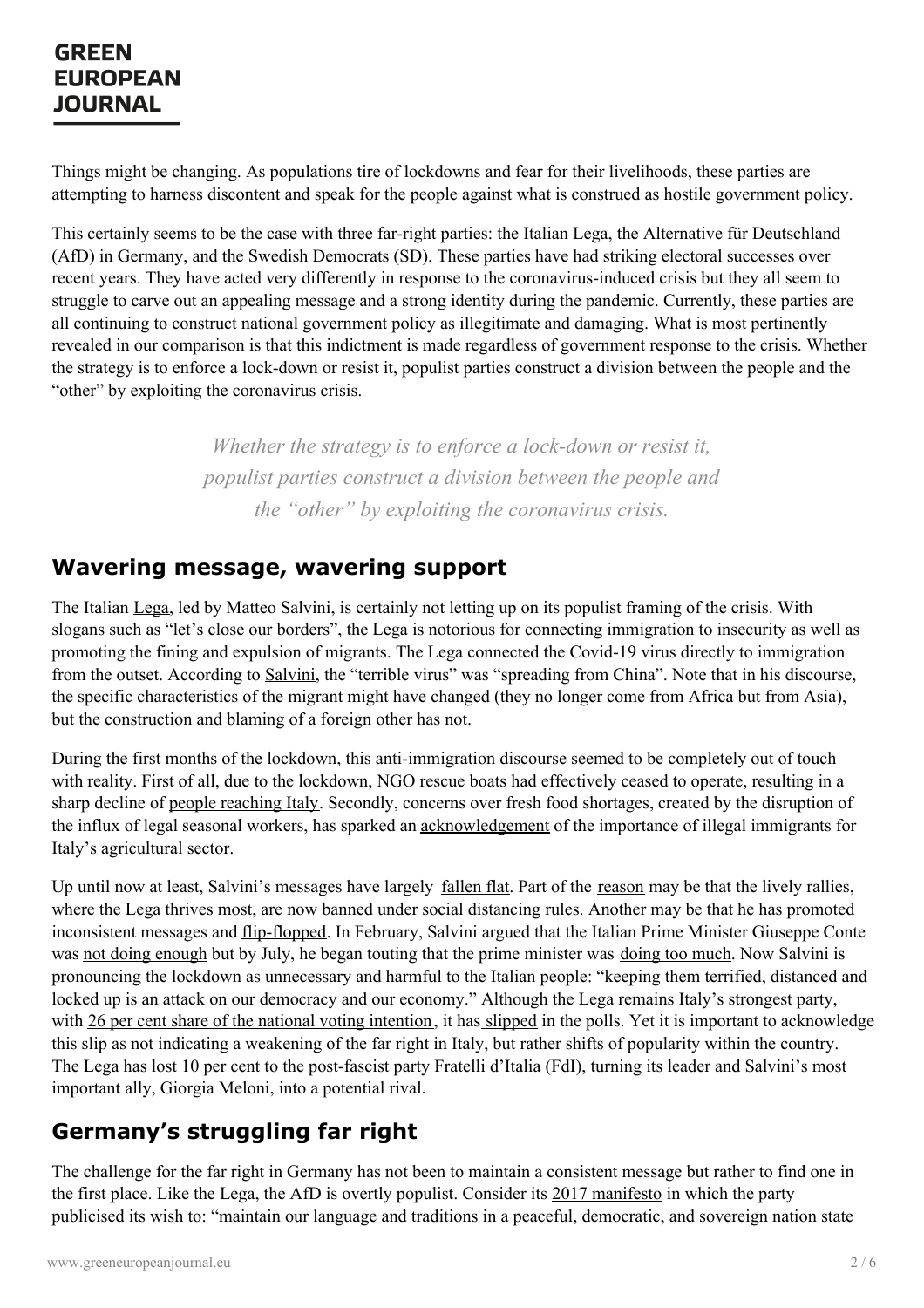Things might be changing. As populations tire of lockdowns and fear for their livelihoods, these parties are attempting to harness discontent and speak for the people against what is construed as hostile government policy.

This certainly seems to be the case with three far-right parties: the Italian Lega, the Alternative für Deutschland (AfD) in Germany, and the Swedish Democrats (SD). These parties have had striking electoral successes over recent years. They have acted very differently in response to the coronavirus-induced crisis but they all seem to struggle to carve out an appealing message and a strong identity during the pandemic. Currently, these parties are all continuing to construct national government policy as illegitimate and damaging. What is most pertinently revealed in our comparison is that this indictment is made regardless of government response to the crisis. Whether the strategy is to enforce a lock-down or resist it, populist parties construct a division between the people and the "other" by exploiting the coronavirus crisis.

> *Whether the strategy is to enforce a lock-down or resist it, populist parties construct a division between the people and the "other" by exploiting the coronavirus crisis.*

## Wavering message, wavering support

The Italian Lega, led by Matteo Salvini, is certainly not letting up on its populist framing of the crisis. With slogans such as "let's close our borders", the Lega is notorious for connecting immigration to insecurity as well as promoting the fining and expulsion of migrants. The Lega connected the Covid-19 virus directly to immigration from the outset. According to Salvini, the "terrible virus" was "spreading from China". Note that in his discourse, the specific characteristics of the migrant might have changed (they no longer come from Africa but from Asia), but the construction and blaming of a foreign other has not.

During the first months of the lockdown, this anti-immigration discourse seemed to be completely out of touch with reality. First of all, due to the lockdown, NGO rescue boats had effectively ceased to operate, resulting in a sharp decline of people reaching Italy. Secondly, concerns over fresh food shortages, created by the disruption of the influx of legal seasonal workers, has sparked an acknowledgement of the importance of illegal immigrants for Italy's agricultural sector.

Up until now at least, Salvini's messages have largely fallen flat. Part of the reason may be that the lively rallies, where the Lega thrives most, are now banned under social distancing rules. Another may be that he has promoted inconsistent messages and flip-flopped. In February, Salvini argued that the Italian Prime Minister Giuseppe Conte was not doing enough but by July, he began touting that the prime minister was doing too much. Now Salvini is pronouncing the lockdown as unnecessary and harmful to the Italian people: "keeping them terrified, distanced and locked up is an attack on our democracy and our economy." Although the Lega remains Italy's strongest party, with 26 per cent share of the national voting intention, it has slipped in the polls. Yet it is important to acknowledge this slip as not indicating a weakening of the far right in Italy, but rather shifts of popularity within the country. The Lega has lost 10 per cent to the post-fascist party Fratelli d'Italia (FdI), turning its leader and Salvini's most important ally, Giorgia Meloni, into a potential rival.

## Germany's struggling far right

The challenge for the far right in Germany has not been to maintain a consistent message but rather to find one in the first place. Like the Lega, the AfD is overtly populist. Consider its 2017 manifesto in which the party publicised its wish to: "maintain our language and traditions in a peaceful, democratic, and sovereign nation state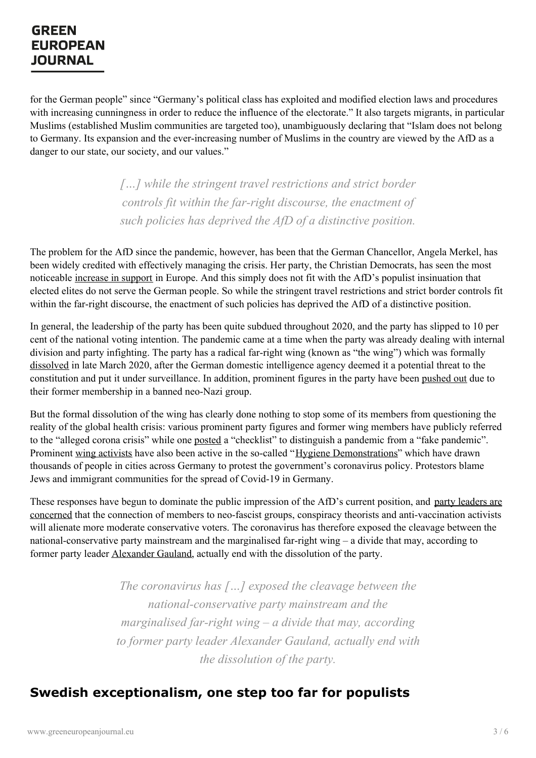for the German people" since "Germany's political class has exploited and modified election laws and procedures with increasing cunningness in order to reduce the influence of the electorate." It also targets migrants, in particular Muslims (established Muslim communities are targeted too), unambiguously declaring that "Islam does not belong to Germany. Its expansion and the ever-increasing number of Muslims in the country are viewed by the AfD as a danger to our state, our society, and our values."

> *[…] while the stringent travel restrictions and strict border controls fit within the far-right discourse, the enactment of such policies has deprived the AfD of a distinctive position.*

The problem for the AfD since the pandemic, however, has been that the German Chancellor, Angela Merkel, has been widely credited with effectively managing the crisis. Her party, the Christian Democrats, has seen the most noticeable increase in support in Europe. And this simply does not fit with the AfD's populist insinuation that elected elites do not serve the German people. So while the stringent travel restrictions and strict border controls fit within the far-right discourse, the enactment of such policies has deprived the AfD of a distinctive position.

In general, the leadership of the party has been quite subdued throughout 2020, and the party has slipped to 10 per cent of the national voting intention. The pandemic came at a time when the party was already dealing with internal division and party infighting. The party has a radical far-right wing (known as "the wing") which was formally dissolved in late March 2020, after the German domestic intelligence agency deemed it a potential threat to the constitution and put it under surveillance. In addition, prominent figures in the party have been pushed out due to their former membership in a banned neo-Nazi group.

But the formal dissolution of the wing has clearly done nothing to stop some of its members from questioning the reality of the global health crisis: various prominent party figures and former wing members have publicly referred to the "alleged corona crisis" while one posted a "checklist" to distinguish a pandemic from a "fake pandemic". Prominent wing activists have also been active in the so-called "Hygiene Demonstrations" which have drawn thousands of people in cities across Germany to protest the government's coronavirus policy. Protestors blame Jews and immigrant communities for the spread of Covid-19 in Germany.

These responses have begun to dominate the public impression of the AfD's current position, and party leaders are concerned that the connection of members to neo-fascist groups, conspiracy theorists and anti-vaccination activists will alienate more moderate conservative voters. The coronavirus has therefore exposed the cleavage between the national-conservative party mainstream and the marginalised far-right wing – a divide that may, according to former party leader Alexander Gauland, actually end with the dissolution of the party.

> *The coronavirus has […] exposed the cleavage between the national-conservative party mainstream and the marginalised far-right wing – a divide that may, according to former party leader Alexander Gauland, actually end with the dissolution of the party.*

## Swedish exceptionalism, one step too far for populists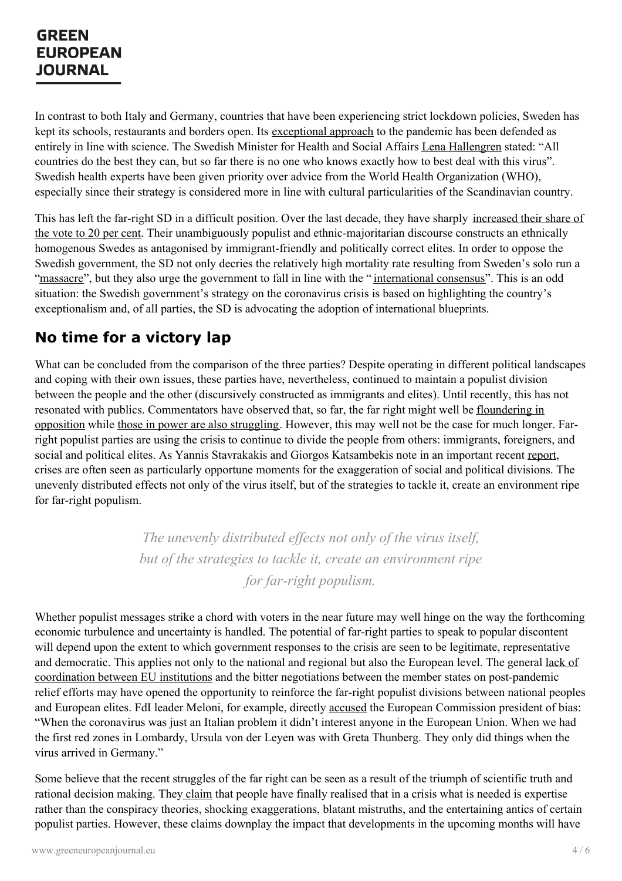In contrast to both Italy and Germany, countries that have been experiencing strict lockdown policies, Sweden has kept its schools, restaurants and borders open. Its exceptional approach to the pandemic has been defended as entirely in line with science. The Swedish Minister for Health and Social Affairs Lena Hallengren stated: "All countries do the best they can, but so far there is no one who knows exactly how to best deal with this virus". Swedish health experts have been given priority over advice from the World Health Organization (WHO), especially since their strategy is considered more in line with cultural particularities of the Scandinavian country.

This has left the far-right SD in a difficult position. Over the last decade, they have sharply increased their share of the vote to 20 per cent. Their unambiguously populist and ethnic-majoritarian discourse constructs an ethnically homogenous Swedes as antagonised by immigrant-friendly and politically correct elites. In order to oppose the Swedish government, the SD not only decries the relatively high mortality rate resulting from Sweden's solo run a "massacre", but they also urge the government to fall in line with the "international consensus". This is an odd situation: the Swedish government's strategy on the coronavirus crisis is based on highlighting the country's exceptionalism and, of all parties, the SD is advocating the adoption of international blueprints.

## No time for a victory lap

What can be concluded from the comparison of the three parties? Despite operating in different political landscapes and coping with their own issues, these parties have, nevertheless, continued to maintain a populist division between the people and the other (discursively constructed as immigrants and elites). Until recently, this has not resonated with publics. Commentators have observed that, so far, the far right might well be floundering in opposition while those in power are also struggling. However, this may well not be the case for much longer. Far-right populist parties are using the crisis to continue to divide the people from others: immigrants, foreigners, and social and political elites. As Yannis Stavrakakis and Giorgos Katsambekis note in an important recent report, crises are often seen as particularly opportune moments for the exaggeration of social and political divisions. The unevenly distributed effects not only of the virus itself, but of the strategies to tackle it, create an environment ripe for far-right populism.

> *The unevenly distributed effects not only of the virus itself, but of the strategies to tackle it, create an environment ripe for far-right populism.*

Whether populist messages strike a chord with voters in the near future may well hinge on the way the forthcoming economic turbulence and uncertainty is handled. The potential of far-right parties to speak to popular discontent will depend upon the extent to which government responses to the crisis are seen to be legitimate, representative and democratic. This applies not only to the national and regional but also the European level. The general lack of coordination between EU institutions and the bitter negotiations between the member states on post-pandemic relief efforts may have opened the opportunity to reinforce the far-right populist divisions between national peoples and European elites. FdI leader Meloni, for example, directly accused the European Commission president of bias: "When the coronavirus was just an Italian problem it didn't interest anyone in the European Union. When we had the first red zones in Lombardy, Ursula von der Leyen was with Greta Thunberg. They only did things when the virus arrived in Germany."

Some believe that the recent struggles of the far right can be seen as a result of the triumph of scientific truth and rational decision making. They claim that people have finally realised that in a crisis what is needed is expertise rather than the conspiracy theories, shocking exaggerations, blatant mistruths, and the entertaining antics of certain populist parties. However, these claims downplay the impact that developments in the upcoming months will have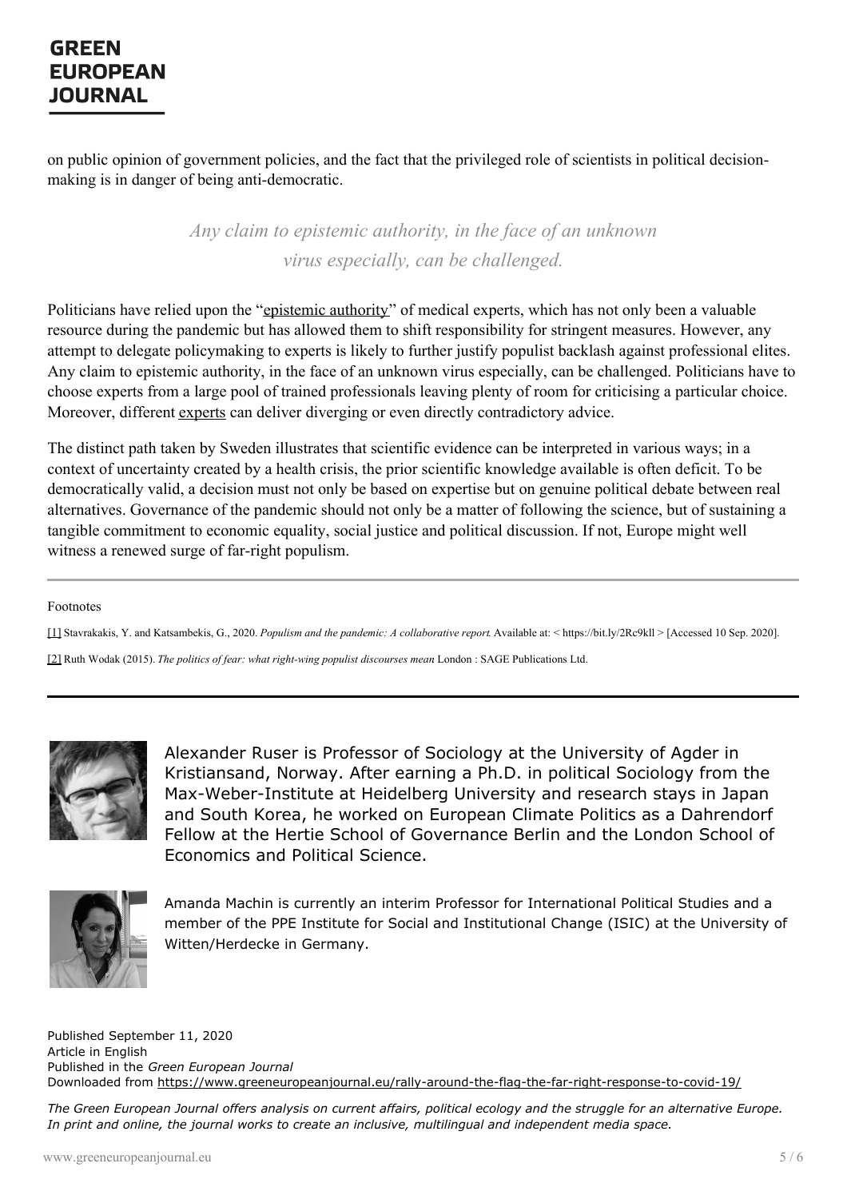on public opinion of government policies, and the fact that the privileged role of scientists in political decision-making is in danger of being anti-democratic.

> *Any claim to epistemic authority, in the face of an unknown virus especially, can be challenged.*

Politicians have relied upon the "epistemic authority" of medical experts, which has not only been a valuable resource during the pandemic but has allowed them to shift responsibility for stringent measures. However, any attempt to delegate policymaking to experts is likely to further justify populist backlash against professional elites. Any claim to epistemic authority, in the face of an unknown virus especially, can be challenged. Politicians have to choose experts from a large pool of trained professionals leaving plenty of room for criticising a particular choice. Moreover, different experts can deliver diverging or even directly contradictory advice.

The distinct path taken by Sweden illustrates that scientific evidence can be interpreted in various ways; in a context of uncertainty created by a health crisis, the prior scientific knowledge available is often deficit. To be democratically valid, a decision must not only be based on expertise but on genuine political debate between real alternatives. Governance of the pandemic should not only be a matter of following the science, but of sustaining a tangible commitment to economic equality, social justice and political discussion. If not, Europe might well witness a renewed surge of far-right populism.

---

Footnotes

[1] Stavrakakis, Y. and Katsambekis, G., 2020. *Populism and the pandemic: A collaborative report*. Available at: < https://bit.ly/2Rc9kll > [Accessed 10 Sep. 2020].

[2] Ruth Wodak (2015). *The politics of fear: what right-wing populist discourses mean* London : SAGE Publications Ltd.

---

Alexander Ruser is Professor of Sociology at the University of Agder in Kristiansand, Norway. After earning a Ph.D. in political Sociology from the Max-Weber-Institute at Heidelberg University and research stays in Japan and South Korea, he worked on European Climate Politics as a Dahrendorf Fellow at the Hertie School of Governance Berlin and the London School of Economics and Political Science.

Amanda Machin is currently an interim Professor for International Political Studies and a member of the PPE Institute for Social and Institutional Change (ISIC) at the University of Witten/Herdecke in Germany.

Published September 11, 2020
Article in English
Published in the *Green European Journal*
Downloaded from https://www.greeneuropeanjournal.eu/rally-around-the-flag-the-far-right-response-to-covid-19/

*The Green European Journal offers analysis on current affairs, political ecology and the struggle for an alternative Europe. In print and online, the journal works to create an inclusive, multilingual and independent media space.*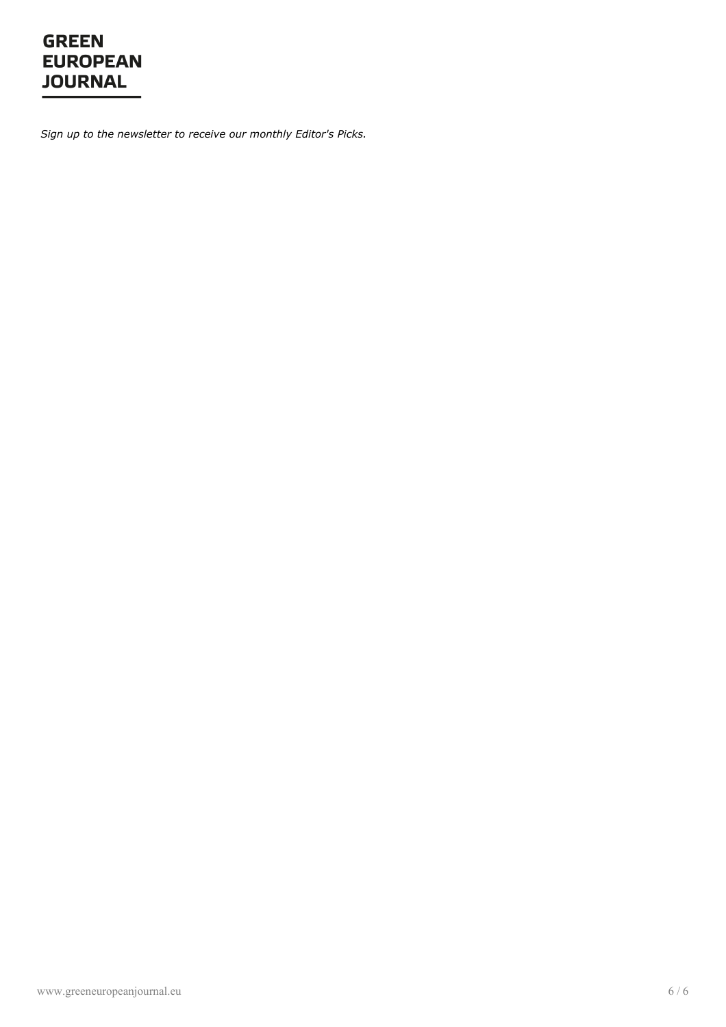*Sign up to the newsletter to receive our monthly Editor's Picks.*